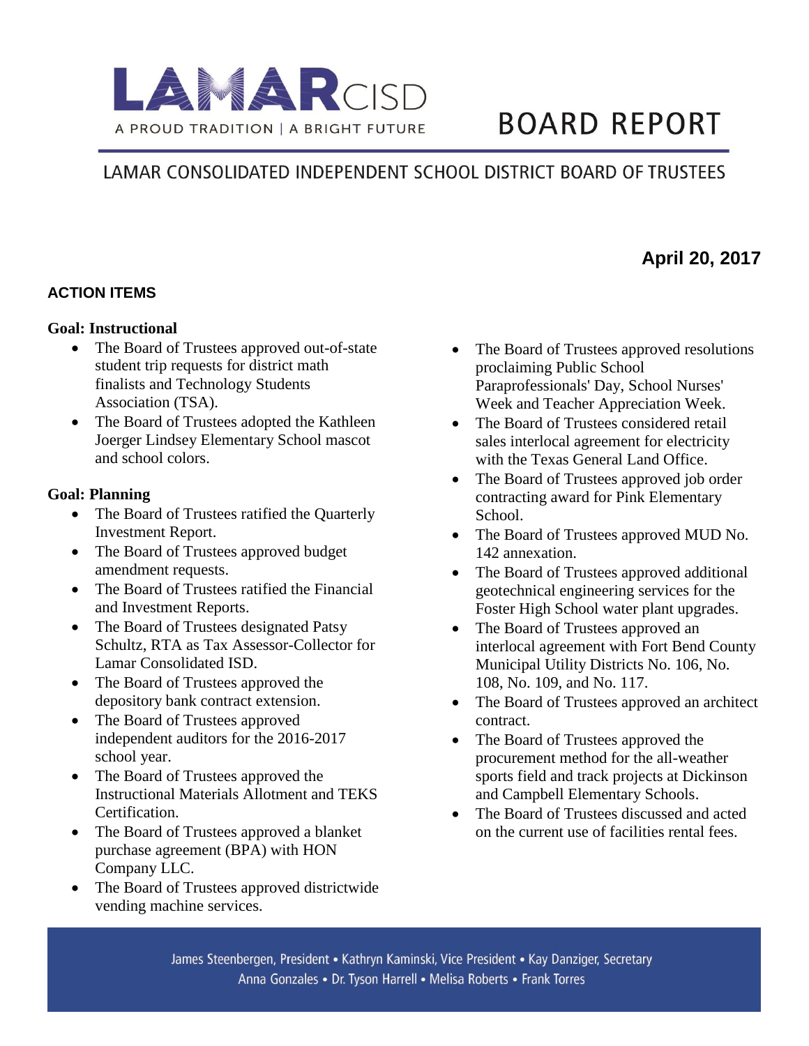# LAMAR CISD

A PROUD TRADITION | A BRIGHT FUTURE

# BOARD REPORT

## LAMAR CONSOLIDATED INDEPENDENT SCHOOL DISTRICT BOARD OF TRUSTEES

**April 20, 2017**

### ACTION ITEMS

**Goal: Instructional**

- The Board of Trustees approved out-of-state student trip requests for district math finalists and Technology Students Association (TSA).
- The Board of Trustees adopted the Kathleen Joerger Lindsey Elementary School mascot and school colors.

**Goal: Planning**

- The Board of Trustees ratified the Quarterly Investment Report.
- The Board of Trustees approved budget amendment requests.
- The Board of Trustees ratified the Financial and Investment Reports.
- The Board of Trustees designated Patsy Schultz, RTA as Tax Assessor-Collector for Lamar Consolidated ISD.
- The Board of Trustees approved the depository bank contract extension.
- The Board of Trustees approved independent auditors for the 2016-2017 school year.
- The Board of Trustees approved the Instructional Materials Allotment and TEKS Certification.
- The Board of Trustees approved a blanket purchase agreement (BPA) with HON Company LLC.
- The Board of Trustees approved districtwide vending machine services.
- The Board of Trustees approved resolutions proclaiming Public School Paraprofessionals' Day, School Nurses' Week and Teacher Appreciation Week.
- The Board of Trustees considered retail sales interlocal agreement for electricity with the Texas General Land Office.
- The Board of Trustees approved job order contracting award for Pink Elementary School.
- The Board of Trustees approved MUD No. 142 annexation.
- The Board of Trustees approved additional geotechnical engineering services for the Foster High School water plant upgrades.
- The Board of Trustees approved an interlocal agreement with Fort Bend County Municipal Utility Districts No. 106, No. 108, No. 109, and No. 117.
- The Board of Trustees approved an architect contract.
- The Board of Trustees approved the procurement method for the all-weather sports field and track projects at Dickinson and Campbell Elementary Schools.
- The Board of Trustees discussed and acted on the current use of facilities rental fees.

James Steenbergen, President • Kathryn Kaminski, Vice President • Kay Danziger, Secretary
Anna Gonzales • Dr. Tyson Harrell • Melisa Roberts • Frank Torres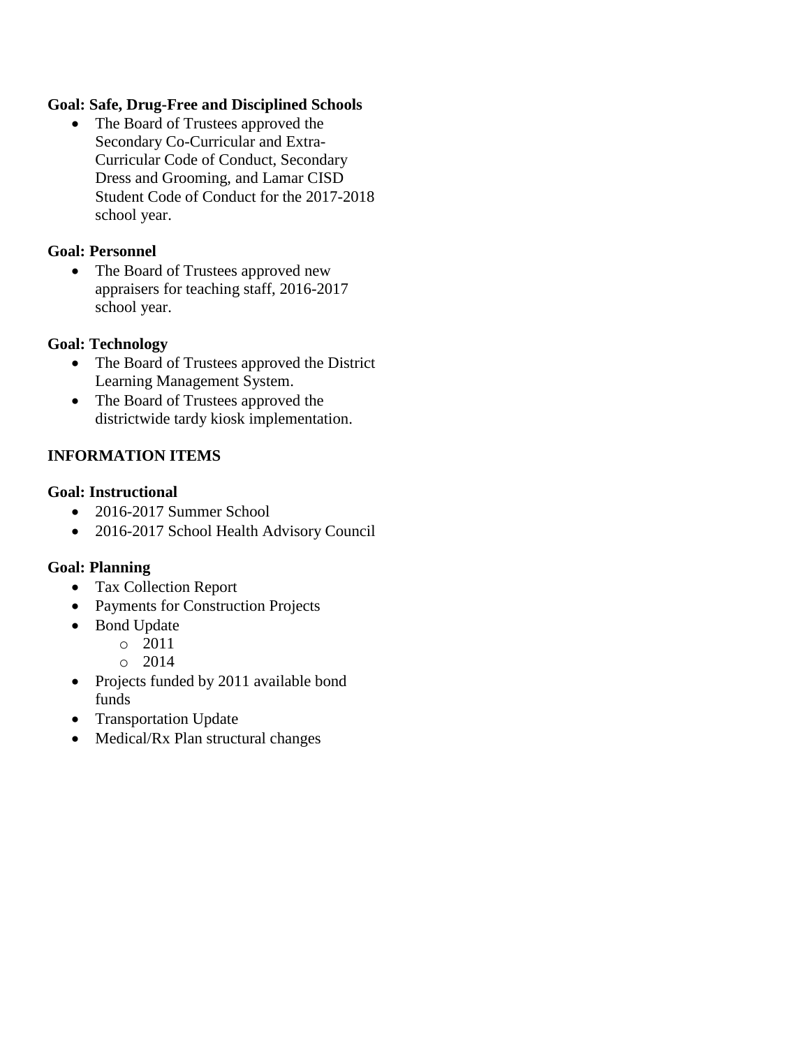**Goal: Safe, Drug-Free and Disciplined Schools**

- The Board of Trustees approved the Secondary Co-Curricular and Extra-Curricular Code of Conduct, Secondary Dress and Grooming, and Lamar CISD Student Code of Conduct for the 2017-2018 school year.

**Goal: Personnel**

- The Board of Trustees approved new appraisers for teaching staff, 2016-2017 school year.

**Goal: Technology**

- The Board of Trustees approved the District Learning Management System.
- The Board of Trustees approved the districtwide tardy kiosk implementation.

**INFORMATION ITEMS**

**Goal: Instructional**

- 2016-2017 Summer School
- 2016-2017 School Health Advisory Council

**Goal: Planning**

- Tax Collection Report
- Payments for Construction Projects
- Bond Update
    - 2011
    - 2014
- Projects funded by 2011 available bond funds
- Transportation Update
- Medical/Rx Plan structural changes